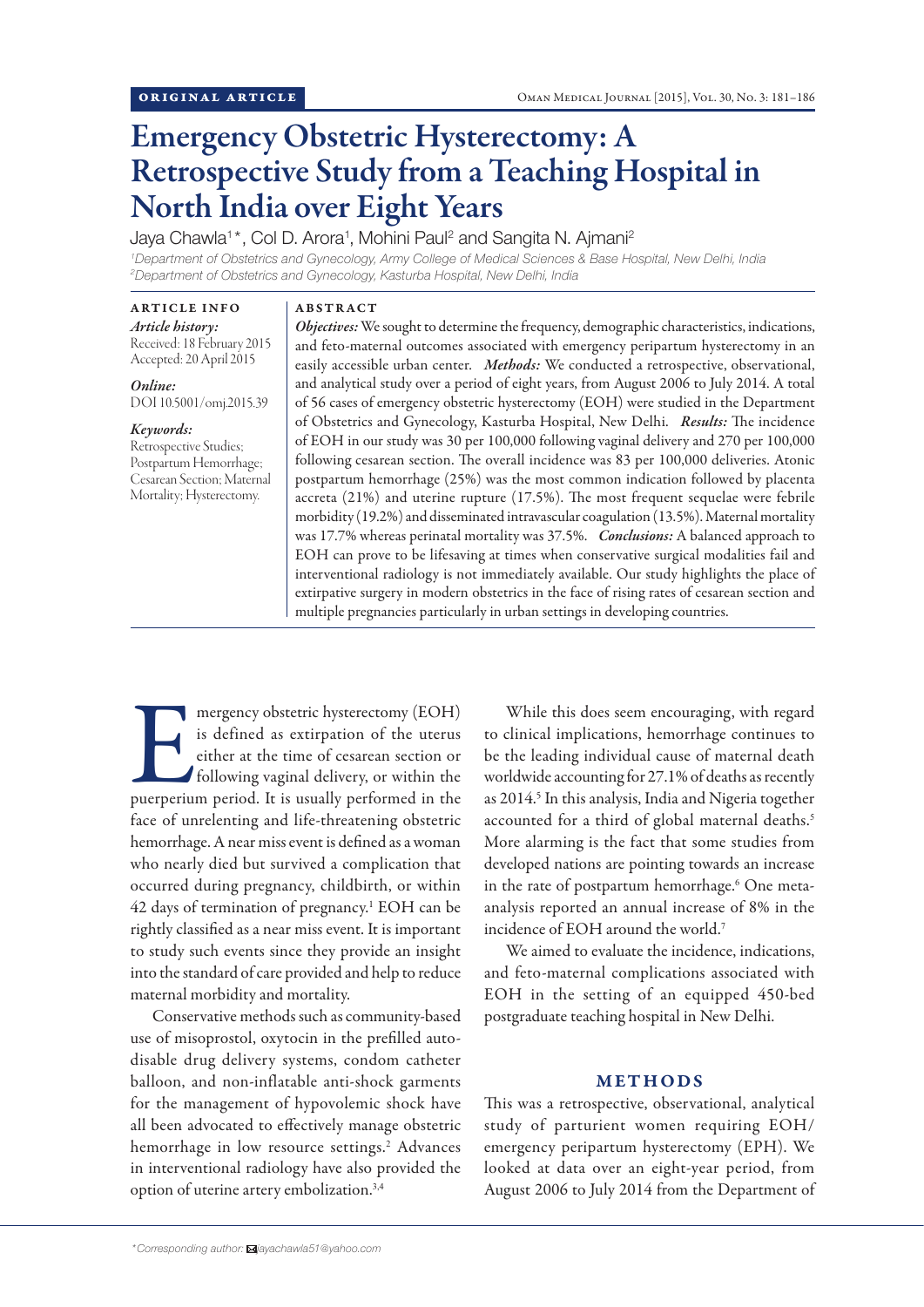ORIGINAL ARTICLE

# Emergency Obstetric Hysterectomy: A Retrospective Study from a Teaching Hospital in North India over Eight Years

Jaya Chawla[1]*, Col D. Arora[1], Mohini Paul[2] and Sangita N. Ajmani[2]

[1]Department of Obstetrics and Gynecology, Army College of Medical Sciences & Base Hospital, New Delhi, India
[2]Department of Obstetrics and Gynecology, Kasturba Hospital, New Delhi, India

**ARTICLE INFO**

*Article history:*
Received: 18 February 2015
Accepted: 20 April 2015

*Online:*
DOI 10.5001/omj.2015.39

*Keywords:*
Retrospective Studies; Postpartum Hemorrhage; Cesarean Section; Maternal Mortality; Hysterectomy.

**ABSTRACT**

***Objectives:*** We sought to determine the frequency, demographic characteristics, indications, and feto-maternal outcomes associated with emergency peripartum hysterectomy in an easily accessible urban center. ***Methods:*** We conducted a retrospective, observational, and analytical study over a period of eight years, from August 2006 to July 2014. A total of 56 cases of emergency obstetric hysterectomy (EOH) were studied in the Department of Obstetrics and Gynecology, Kasturba Hospital, New Delhi. ***Results:*** The incidence of EOH in our study was 30 per 100,000 following vaginal delivery and 270 per 100,000 following cesarean section. The overall incidence was 83 per 100,000 deliveries. Atonic postpartum hemorrhage (25%) was the most common indication followed by placenta accreta (21%) and uterine rupture (17.5%). The most frequent sequelae were febrile morbidity (19.2%) and disseminated intravascular coagulation (13.5%). Maternal mortality was 17.7% whereas perinatal mortality was 37.5%. ***Conclusions:*** A balanced approach to EOH can prove to be lifesaving at times when conservative surgical modalities fail and interventional radiology is not immediately available. Our study highlights the place of extirpative surgery in modern obstetrics in the face of rising rates of cesarean section and multiple pregnancies particularly in urban settings in developing countries.

Emergency obstetric hysterectomy (EOH) is defined as extirpation of the uterus either at the time of cesarean section or following vaginal delivery, or within the puerperium period. It is usually performed in the face of unrelenting and life-threatening obstetric hemorrhage. A near miss event is defined as a woman who nearly died but survived a complication that occurred during pregnancy, childbirth, or within 42 days of termination of pregnancy.[1] EOH can be rightly classified as a near miss event. It is important to study such events since they provide an insight into the standard of care provided and help to reduce maternal morbidity and mortality.

Conservative methods such as community-based use of misoprostol, oxytocin in the prefilled auto-disable drug delivery systems, condom catheter balloon, and non-inflatable anti-shock garments for the management of hypovolemic shock have all been advocated to effectively manage obstetric hemorrhage in low resource settings.[2] Advances in interventional radiology have also provided the option of uterine artery embolization.[3,4]

While this does seem encouraging, with regard to clinical implications, hemorrhage continues to be the leading individual cause of maternal death worldwide accounting for 27.1% of deaths as recently as 2014.[5] In this analysis, India and Nigeria together accounted for a third of global maternal deaths.[5] More alarming is the fact that some studies from developed nations are pointing towards an increase in the rate of postpartum hemorrhage.[6] One meta-analysis reported an annual increase of 8% in the incidence of EOH around the world.[7]

We aimed to evaluate the incidence, indications, and feto-maternal complications associated with EOH in the setting of an equipped 450-bed postgraduate teaching hospital in New Delhi.

## METHODS

This was a retrospective, observational, analytical study of parturient women requiring EOH/emergency peripartum hysterectomy (EPH). We looked at data over an eight-year period, from August 2006 to July 2014 from the Department of

*Corresponding author: jayachawla51@yahoo.com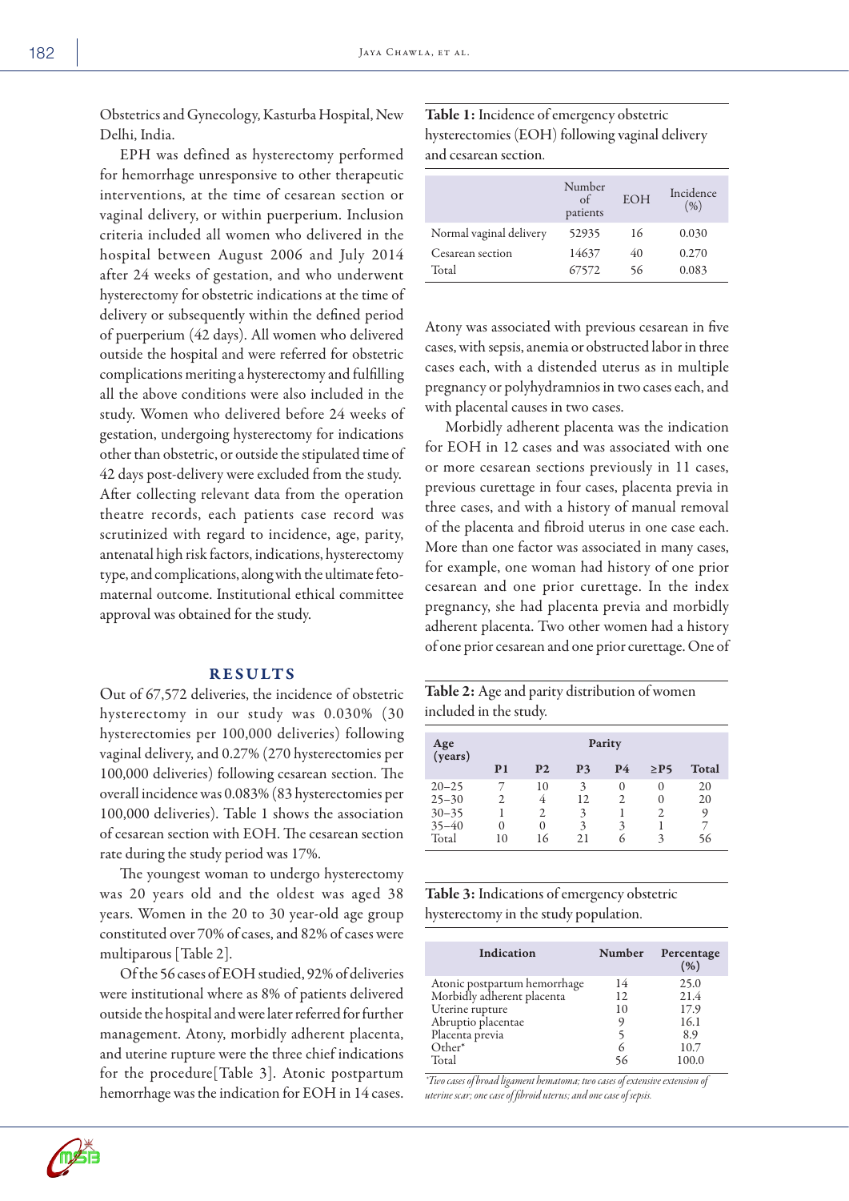Obstetrics and Gynecology, Kasturba Hospital, New Delhi, India.

EPH was defined as hysterectomy performed for hemorrhage unresponsive to other therapeutic interventions, at the time of cesarean section or vaginal delivery, or within puerperium. Inclusion criteria included all women who delivered in the hospital between August 2006 and July 2014 after 24 weeks of gestation, and who underwent hysterectomy for obstetric indications at the time of delivery or subsequently within the defined period of puerperium (42 days). All women who delivered outside the hospital and were referred for obstetric complications meriting a hysterectomy and fulfilling all the above conditions were also included in the study. Women who delivered before 24 weeks of gestation, undergoing hysterectomy for indications other than obstetric, or outside the stipulated time of 42 days post-delivery were excluded from the study. After collecting relevant data from the operation theatre records, each patients case record was scrutinized with regard to incidence, age, parity, antenatal high risk factors, indications, hysterectomy type, and complications, along with the ultimate feto-maternal outcome. Institutional ethical committee approval was obtained for the study.

## RESULTS

Out of 67,572 deliveries, the incidence of obstetric hysterectomy in our study was 0.030% (30 hysterectomies per 100,000 deliveries) following vaginal delivery, and 0.27% (270 hysterectomies per 100,000 deliveries) following cesarean section. The overall incidence was 0.083% (83 hysterectomies per 100,000 deliveries). Table 1 shows the association of cesarean section with EOH. The cesarean section rate during the study period was 17%.

The youngest woman to undergo hysterectomy was 20 years old and the oldest was aged 38 years. Women in the 20 to 30 year-old age group constituted over 70% of cases, and 82% of cases were multiparous [Table 2].

Of the 56 cases of EOH studied, 92% of deliveries were institutional where as 8% of patients delivered outside the hospital and were later referred for further management. Atony, morbidly adherent placenta, and uterine rupture were the three chief indications for the procedure[Table 3]. Atonic postpartum hemorrhage was the indication for EOH in 14 cases.

**Table 1:** Incidence of emergency obstetric hysterectomies (EOH) following vaginal delivery and cesarean section.

| | Number of patients | EOH | Incidence (%) |
|---|---|---|---|
| Normal vaginal delivery | 52935 | 16 | 0.030 |
| Cesarean section | 14637 | 40 | 0.270 |
| Total | 67572 | 56 | 0.083 |

Atony was associated with previous cesarean in five cases, with sepsis, anemia or obstructed labor in three cases each, with a distended uterus as in multiple pregnancy or polyhydramnios in two cases each, and with placental causes in two cases.

Morbidly adherent placenta was the indication for EOH in 12 cases and was associated with one or more cesarean sections previously in 11 cases, previous curettage in four cases, placenta previa in three cases, and with a history of manual removal of the placenta and fibroid uterus in one case each. More than one factor was associated in many cases, for example, one woman had history of one prior cesarean and one prior curettage. In the index pregnancy, she had placenta previa and morbidly adherent placenta. Two other women had a history of one prior cesarean and one prior curettage. One of

**Table 2:** Age and parity distribution of women included in the study.

| Age (years) | Parity | | | | | |
|---|---|---|---|---|---|---|
| | P1 | P2 | P3 | P4 | ≥P5 | Total |
| 20–25 | 7 | 10 | 3 | 0 | 0 | 20 |
| 25–30 | 2 | 4 | 12 | 2 | 0 | 20 |
| 30–35 | 1 | 2 | 3 | 1 | 2 | 9 |
| 35–40 | 0 | 0 | 3 | 3 | 1 | 7 |
| Total | 10 | 16 | 21 | 6 | 3 | 56 |

**Table 3:** Indications of emergency obstetric hysterectomy in the study population.

| Indication | Number | Percentage (%) |
|---|---|---|
| Atonic postpartum hemorrhage | 14 | 25.0 |
| Morbidly adherent placenta | 12 | 21.4 |
| Uterine rupture | 10 | 17.9 |
| Abruptio placentae | 9 | 16.1 |
| Placenta previa | 5 | 8.9 |
| Other* | 6 | 10.7 |
| Total | 56 | 100.0 |

*Two cases of broad ligament hematoma; two cases of extensive extension of uterine scar; one case of fibroid uterus; and one case of sepsis.*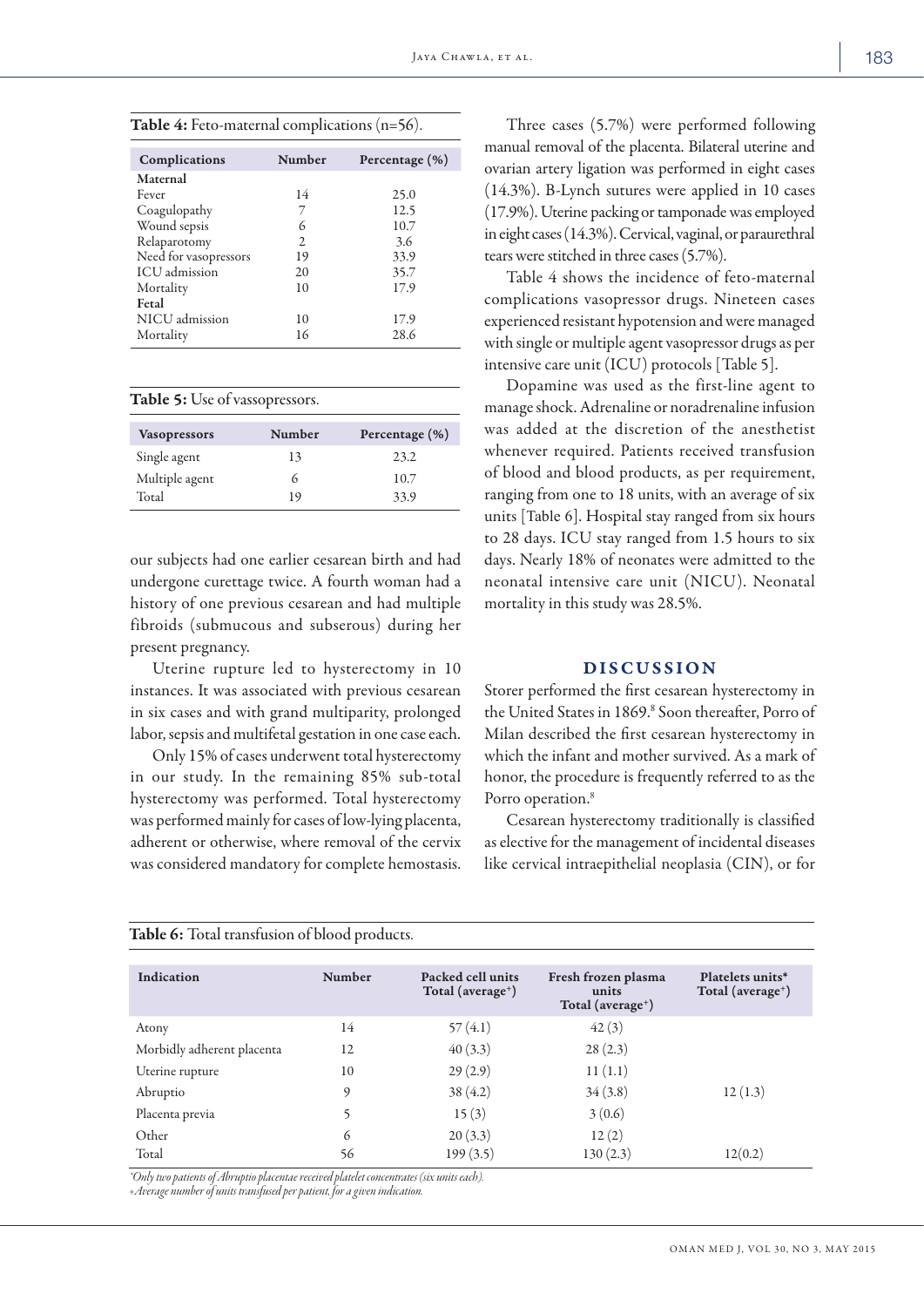**Table 4:** Feto-maternal complications (n=56).

| Complications | Number | Percentage (%) |
|---|---|---|
| **Maternal** | | |
| Fever | 14 | 25.0 |
| Coagulopathy | 7 | 12.5 |
| Wound sepsis | 6 | 10.7 |
| Relaparotomy | 2 | 3.6 |
| Need for vasopressors | 19 | 33.9 |
| ICU admission | 20 | 35.7 |
| Mortality | 10 | 17.9 |
| **Fetal** | | |
| NICU admission | 10 | 17.9 |
| Mortality | 16 | 28.6 |

**Table 5:** Use of vassopressors.

| Vasopressors | Number | Percentage (%) |
|---|---|---|
| Single agent | 13 | 23.2 |
| Multiple agent | 6 | 10.7 |
| Total | 19 | 33.9 |

our subjects had one earlier cesarean birth and had undergone curettage twice. A fourth woman had a history of one previous cesarean and had multiple fibroids (submucous and subserous) during her present pregnancy.

Uterine rupture led to hysterectomy in 10 instances. It was associated with previous cesarean in six cases and with grand multiparity, prolonged labor, sepsis and multifetal gestation in one case each.

Only 15% of cases underwent total hysterectomy in our study. In the remaining 85% sub-total hysterectomy was performed. Total hysterectomy was performed mainly for cases of low-lying placenta, adherent or otherwise, where removal of the cervix was considered mandatory for complete hemostasis.

Three cases (5.7%) were performed following manual removal of the placenta. Bilateral uterine and ovarian artery ligation was performed in eight cases (14.3%). B-Lynch sutures were applied in 10 cases (17.9%). Uterine packing or tamponade was employed in eight cases (14.3%). Cervical, vaginal, or paraurethral tears were stitched in three cases (5.7%).

Table 4 shows the incidence of feto-maternal complications vasopressor drugs. Nineteen cases experienced resistant hypotension and were managed with single or multiple agent vasopressor drugs as per intensive care unit (ICU) protocols [Table 5].

Dopamine was used as the first-line agent to manage shock. Adrenaline or noradrenaline infusion was added at the discretion of the anesthetist whenever required. Patients received transfusion of blood and blood products, as per requirement, ranging from one to 18 units, with an average of six units [Table 6]. Hospital stay ranged from six hours to 28 days. ICU stay ranged from 1.5 hours to six days. Nearly 18% of neonates were admitted to the neonatal intensive care unit (NICU). Neonatal mortality in this study was 28.5%.

## DISCUSSION

Storer performed the first cesarean hysterectomy in the United States in 1869.[8] Soon thereafter, Porro of Milan described the first cesarean hysterectomy in which the infant and mother survived. As a mark of honor, the procedure is frequently referred to as the Porro operation.[8]

Cesarean hysterectomy traditionally is classified as elective for the management of incidental diseases like cervical intraepithelial neoplasia (CIN), or for

**Table 6:** Total transfusion of blood products.

| Indication | Number | Packed cell units Total (average+) | Fresh frozen plasma units Total (average+) | Platelets units* Total (average+) |
|---|---|---|---|---|
| Atony | 14 | 57 (4.1) | 42 (3) | |
| Morbidly adherent placenta | 12 | 40 (3.3) | 28 (2.3) | |
| Uterine rupture | 10 | 29 (2.9) | 11 (1.1) | |
| Abruptio | 9 | 38 (4.2) | 34 (3.8) | 12 (1.3) |
| Placenta previa | 5 | 15 (3) | 3 (0.6) | |
| Other | 6 | 20 (3.3) | 12 (2) | |
| Total | 56 | 199 (3.5) | 130 (2.3) | 12(0.2) |

*Only two patients of Abruptio placentae received platelet concentrates (six units each).
+Average number of units transfused per patient, for a given indication.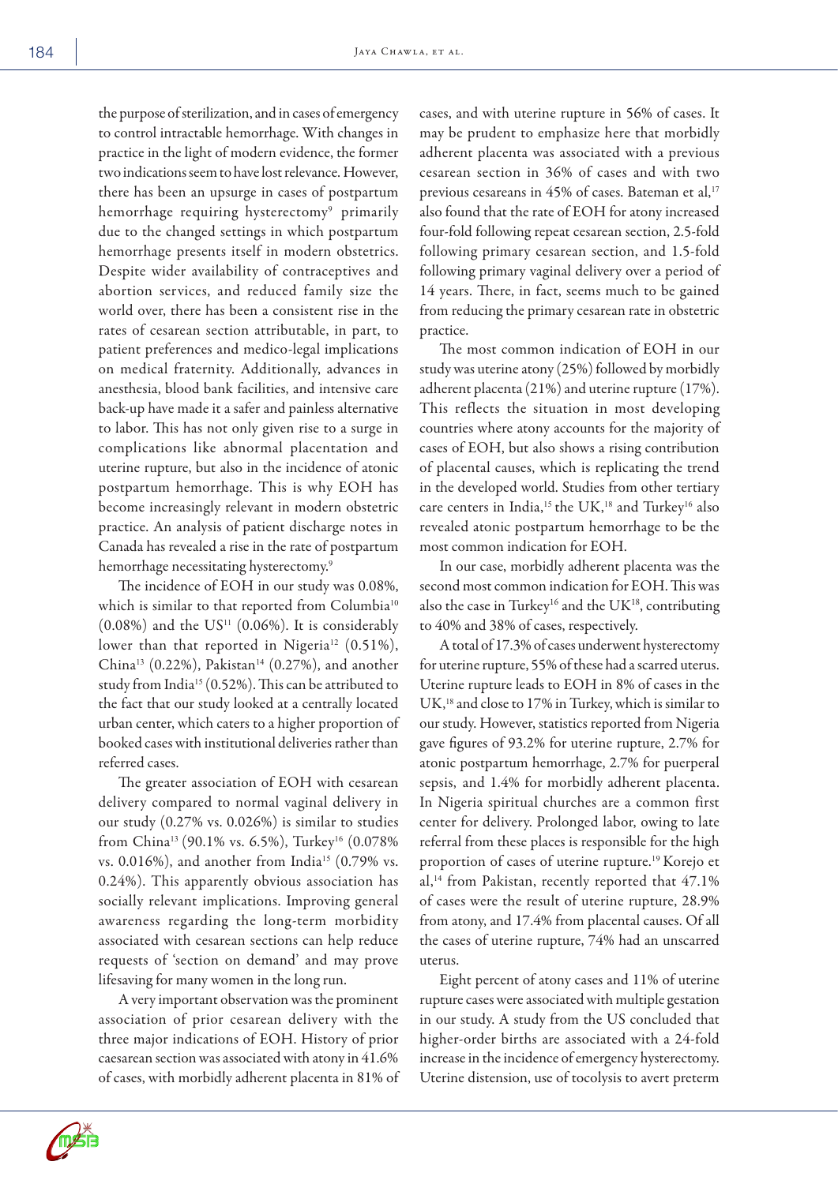the purpose of sterilization, and in cases of emergency to control intractable hemorrhage. With changes in practice in the light of modern evidence, the former two indications seem to have lost relevance. However, there has been an upsurge in cases of postpartum hemorrhage requiring hysterectomy[9] primarily due to the changed settings in which postpartum hemorrhage presents itself in modern obstetrics. Despite wider availability of contraceptives and abortion services, and reduced family size the world over, there has been a consistent rise in the rates of cesarean section attributable, in part, to patient preferences and medico-legal implications on medical fraternity. Additionally, advances in anesthesia, blood bank facilities, and intensive care back-up have made it a safer and painless alternative to labor. This has not only given rise to a surge in complications like abnormal placentation and uterine rupture, but also in the incidence of atonic postpartum hemorrhage. This is why EOH has become increasingly relevant in modern obstetric practice. An analysis of patient discharge notes in Canada has revealed a rise in the rate of postpartum hemorrhage necessitating hysterectomy.[9]

The incidence of EOH in our study was 0.08%, which is similar to that reported from Columbia[10] (0.08%) and the US[11] (0.06%). It is considerably lower than that reported in Nigeria[12] (0.51%), China[13] (0.22%), Pakistan[14] (0.27%), and another study from India[15] (0.52%). This can be attributed to the fact that our study looked at a centrally located urban center, which caters to a higher proportion of booked cases with institutional deliveries rather than referred cases.

The greater association of EOH with cesarean delivery compared to normal vaginal delivery in our study (0.27% vs. 0.026%) is similar to studies from China[13] (90.1% vs. 6.5%), Turkey[16] (0.078% vs. 0.016%), and another from India[15] (0.79% vs. 0.24%). This apparently obvious association has socially relevant implications. Improving general awareness regarding the long-term morbidity associated with cesarean sections can help reduce requests of 'section on demand' and may prove lifesaving for many women in the long run.

A very important observation was the prominent association of prior cesarean delivery with the three major indications of EOH. History of prior caesarean section was associated with atony in 41.6% of cases, with morbidly adherent placenta in 81% of cases, and with uterine rupture in 56% of cases. It may be prudent to emphasize here that morbidly adherent placenta was associated with a previous cesarean section in 36% of cases and with two previous cesareans in 45% of cases. Bateman et al,[17] also found that the rate of EOH for atony increased four-fold following repeat cesarean section, 2.5-fold following primary cesarean section, and 1.5-fold following primary vaginal delivery over a period of 14 years. There, in fact, seems much to be gained from reducing the primary cesarean rate in obstetric practice.

The most common indication of EOH in our study was uterine atony (25%) followed by morbidly adherent placenta (21%) and uterine rupture (17%). This reflects the situation in most developing countries where atony accounts for the majority of cases of EOH, but also shows a rising contribution of placental causes, which is replicating the trend in the developed world. Studies from other tertiary care centers in India,[15] the UK,[18] and Turkey[16] also revealed atonic postpartum hemorrhage to be the most common indication for EOH.

In our case, morbidly adherent placenta was the second most common indication for EOH. This was also the case in Turkey[16] and the UK[18], contributing to 40% and 38% of cases, respectively.

A total of 17.3% of cases underwent hysterectomy for uterine rupture, 55% of these had a scarred uterus. Uterine rupture leads to EOH in 8% of cases in the UK,[18] and close to 17% in Turkey, which is similar to our study. However, statistics reported from Nigeria gave figures of 93.2% for uterine rupture, 2.7% for atonic postpartum hemorrhage, 2.7% for puerperal sepsis, and 1.4% for morbidly adherent placenta. In Nigeria spiritual churches are a common first center for delivery. Prolonged labor, owing to late referral from these places is responsible for the high proportion of cases of uterine rupture.[19] Korejo et al,[14] from Pakistan, recently reported that 47.1% of cases were the result of uterine rupture, 28.9% from atony, and 17.4% from placental causes. Of all the cases of uterine rupture, 74% had an unscarred uterus.

Eight percent of atony cases and 11% of uterine rupture cases were associated with multiple gestation in our study. A study from the US concluded that higher-order births are associated with a 24-fold increase in the incidence of emergency hysterectomy. Uterine distension, use of tocolysis to avert preterm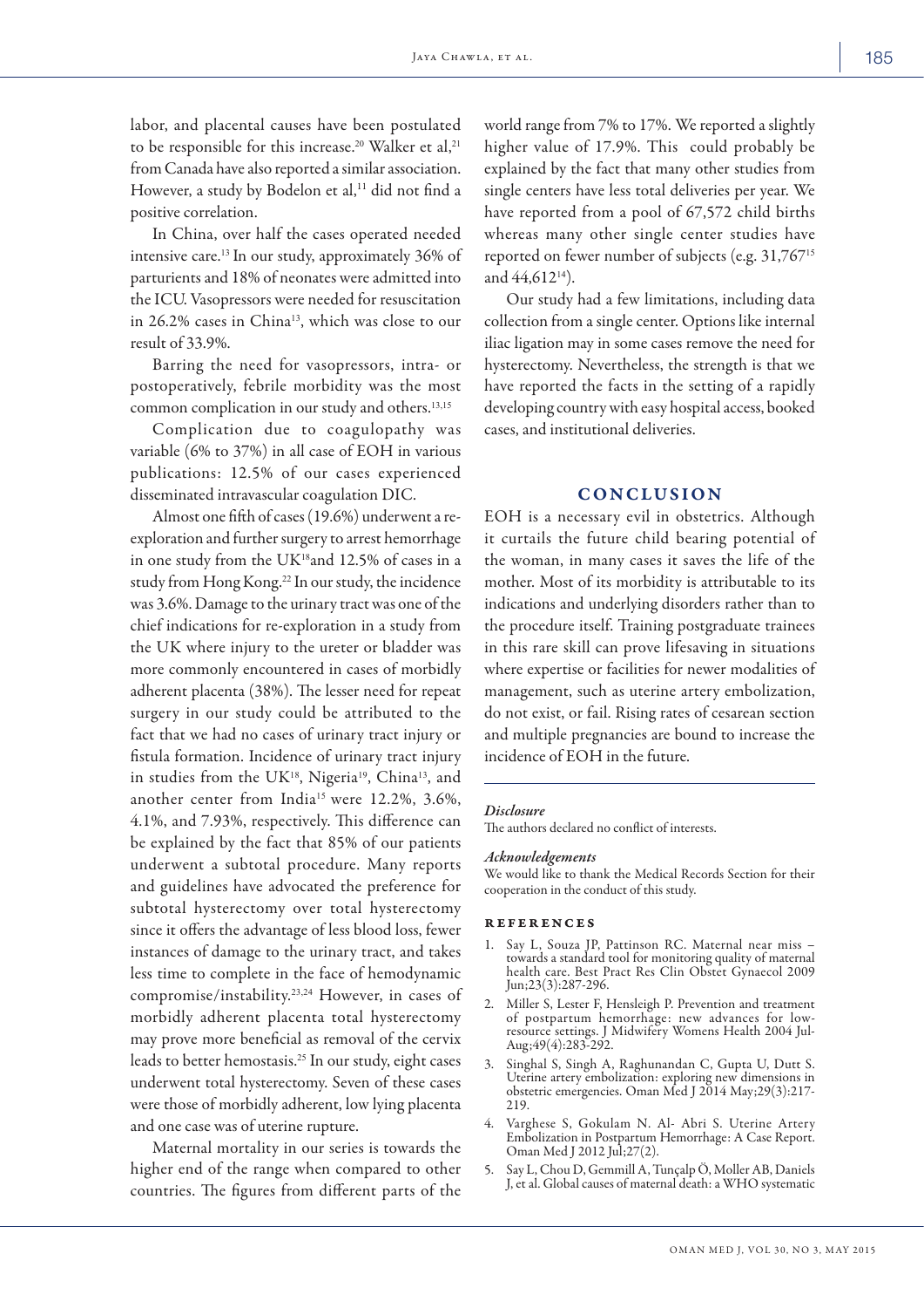labor, and placental causes have been postulated to be responsible for this increase.[20] Walker et al,[21] from Canada have also reported a similar association. However, a study by Bodelon et al,[11] did not find a positive correlation.

In China, over half the cases operated needed intensive care.[13] In our study, approximately 36% of parturients and 18% of neonates were admitted into the ICU. Vasopressors were needed for resuscitation in 26.2% cases in China[13], which was close to our result of 33.9%.

Barring the need for vasopressors, intra- or postoperatively, febrile morbidity was the most common complication in our study and others.[13,15]

Complication due to coagulopathy was variable (6% to 37%) in all case of EOH in various publications: 12.5% of our cases experienced disseminated intravascular coagulation DIC.

Almost one fifth of cases (19.6%) underwent a re-exploration and further surgery to arrest hemorrhage in one study from the UK[18]and 12.5% of cases in a study from Hong Kong.[22] In our study, the incidence was 3.6%. Damage to the urinary tract was one of the chief indications for re-exploration in a study from the UK where injury to the ureter or bladder was more commonly encountered in cases of morbidly adherent placenta (38%). The lesser need for repeat surgery in our study could be attributed to the fact that we had no cases of urinary tract injury or fistula formation. Incidence of urinary tract injury in studies from the UK[18], Nigeria[19], China[13], and another center from India[15] were 12.2%, 3.6%, 4.1%, and 7.93%, respectively. This difference can be explained by the fact that 85% of our patients underwent a subtotal procedure. Many reports and guidelines have advocated the preference for subtotal hysterectomy over total hysterectomy since it offers the advantage of less blood loss, fewer instances of damage to the urinary tract, and takes less time to complete in the face of hemodynamic compromise/instability.[23,24] However, in cases of morbidly adherent placenta total hysterectomy may prove more beneficial as removal of the cervix leads to better hemostasis.[25] In our study, eight cases underwent total hysterectomy. Seven of these cases were those of morbidly adherent, low lying placenta and one case was of uterine rupture.

Maternal mortality in our series is towards the higher end of the range when compared to other countries. The figures from different parts of the world range from 7% to 17%. We reported a slightly higher value of 17.9%. This could probably be explained by the fact that many other studies from single centers have less total deliveries per year. We have reported from a pool of 67,572 child births whereas many other single center studies have reported on fewer number of subjects (e.g. 31,767[15] and 44,612[14]).

Our study had a few limitations, including data collection from a single center. Options like internal iliac ligation may in some cases remove the need for hysterectomy. Nevertheless, the strength is that we have reported the facts in the setting of a rapidly developing country with easy hospital access, booked cases, and institutional deliveries.

## CONCLUSION

EOH is a necessary evil in obstetrics. Although it curtails the future child bearing potential of the woman, in many cases it saves the life of the mother. Most of its morbidity is attributable to its indications and underlying disorders rather than to the procedure itself. Training postgraduate trainees in this rare skill can prove lifesaving in situations where expertise or facilities for newer modalities of management, such as uterine artery embolization, do not exist, or fail. Rising rates of cesarean section and multiple pregnancies are bound to increase the incidence of EOH in the future.

*Disclosure*

The authors declared no conflict of interests.

*Acknowledgements*

We would like to thank the Medical Records Section for their cooperation in the conduct of this study.

### REFERENCES

1. Say L, Souza JP, Pattinson RC. Maternal near miss – towards a standard tool for monitoring quality of maternal health care. Best Pract Res Clin Obstet Gynaecol 2009 Jun;23(3):287-296.
2. Miller S, Lester F, Hensleigh P. Prevention and treatment of postpartum hemorrhage: new advances for low-resource settings. J Midwifery Womens Health 2004 Jul-Aug;49(4):283-292.
3. Singhal S, Singh A, Raghunandan C, Gupta U, Dutt S. Uterine artery embolization: exploring new dimensions in obstetric emergencies. Oman Med J 2014 May;29(3):217-219.
4. Varghese S, Gokulam N. Al- Abri S. Uterine Artery Embolization in Postpartum Hemorrhage: A Case Report. Oman Med J 2012 Jul;27(2).
5. Say L, Chou D, Gemmill A, Tunçalp Ö, Moller AB, Daniels J, et al. Global causes of maternal death: a WHO systematic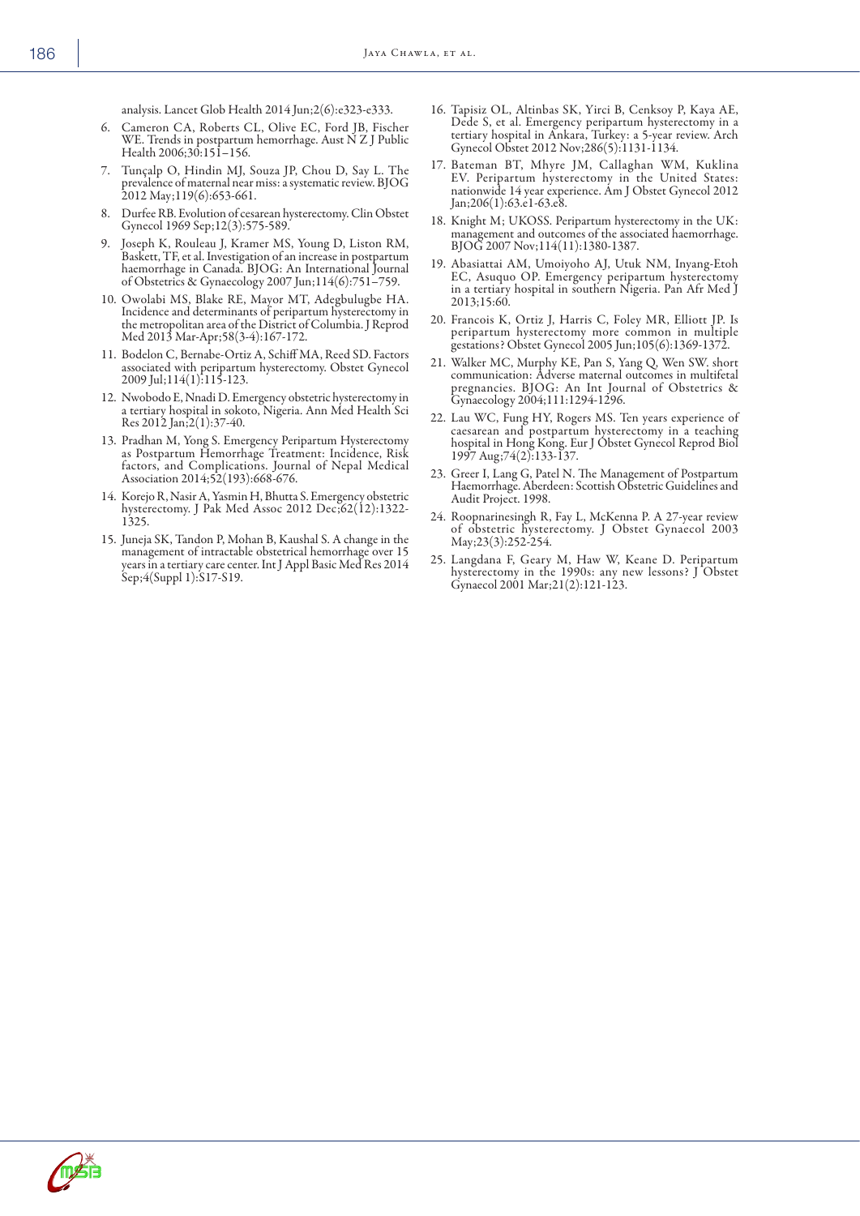analysis. Lancet Glob Health 2014 Jun;2(6):e323-e333.

6. Cameron CA, Roberts CL, Olive EC, Ford JB, Fischer WE. Trends in postpartum hemorrhage. Aust N Z J Public Health 2006;30:151–156.
7. Tunçalp O, Hindin MJ, Souza JP, Chou D, Say L. The prevalence of maternal near miss: a systematic review. BJOG 2012 May;119(6):653-661.
8. Durfee RB. Evolution of cesarean hysterectomy. Clin Obstet Gynecol 1969 Sep;12(3):575-589.
9. Joseph K, Rouleau J, Kramer MS, Young D, Liston RM, Baskett, TF, et al. Investigation of an increase in postpartum haemorrhage in Canada. BJOG: An International Journal of Obstetrics & Gynaecology 2007 Jun;114(6):751–759.
10. Owolabi MS, Blake RE, Mayor MT, Adegbulugbe HA. Incidence and determinants of peripartum hysterectomy in the metropolitan area of the District of Columbia. J Reprod Med 2013 Mar-Apr;58(3-4):167-172.
11. Bodelon C, Bernabe-Ortiz A, Schiff MA, Reed SD. Factors associated with peripartum hysterectomy. Obstet Gynecol 2009 Jul;114(1):115-123.
12. Nwobodo E, Nnadi D. Emergency obstetric hysterectomy in a tertiary hospital in sokoto, Nigeria. Ann Med Health Sci Res 2012 Jan;2(1):37-40.
13. Pradhan M, Yong S. Emergency Peripartum Hysterectomy as Postpartum Hemorrhage Treatment: Incidence, Risk factors, and Complications. Journal of Nepal Medical Association 2014;52(193):668-676.
14. Korejo R, Nasir A, Yasmin H, Bhutta S. Emergency obstetric hysterectomy. J Pak Med Assoc 2012 Dec;62(12):1322-1325.
15. Juneja SK, Tandon P, Mohan B, Kaushal S. A change in the management of intractable obstetrical hemorrhage over 15 years in a tertiary care center. Int J Appl Basic Med Res 2014 Sep;4(Suppl 1):S17-S19.
16. Tapisiz OL, Altinbas SK, Yirci B, Cenksoy P, Kaya AE, Dede S, et al. Emergency peripartum hysterectomy in a tertiary hospital in Ankara, Turkey: a 5-year review. Arch Gynecol Obstet 2012 Nov;286(5):1131-1134.
17. Bateman BT, Mhyre JM, Callaghan WM, Kuklina EV. Peripartum hysterectomy in the United States: nationwide 14 year experience. Am J Obstet Gynecol 2012 Jan;206(1):63.e1-63.e8.
18. Knight M; UKOSS. Peripartum hysterectomy in the UK: management and outcomes of the associated haemorrhage. BJOG 2007 Nov;114(11):1380-1387.
19. Abasiattai AM, Umoiyoho AJ, Utuk NM, Inyang-Etoh EC, Asuquo OP. Emergency peripartum hysterectomy in a tertiary hospital in southern Nigeria. Pan Afr Med J 2013;15:60.
20. Francois K, Ortiz J, Harris C, Foley MR, Elliott JP. Is peripartum hysterectomy more common in multiple gestations? Obstet Gynecol 2005 Jun;105(6):1369-1372.
21. Walker MC, Murphy KE, Pan S, Yang Q, Wen SW. short communication: Adverse maternal outcomes in multifetal pregnancies. BJOG: An Int Journal of Obstetrics & Gynaecology 2004;111:1294-1296.
22. Lau WC, Fung HY, Rogers MS. Ten years experience of caesarean and postpartum hysterectomy in a teaching hospital in Hong Kong. Eur J Obstet Gynecol Reprod Biol 1997 Aug;74(2):133-137.
23. Greer I, Lang G, Patel N. The Management of Postpartum Haemorrhage. Aberdeen: Scottish Obstetric Guidelines and Audit Project. 1998.
24. Roopnarinesingh R, Fay L, McKenna P. A 27-year review of obstetric hysterectomy. J Obstet Gynaecol 2003 May;23(3):252-254.
25. Langdana F, Geary M, Haw W, Keane D. Peripartum hysterectomy in the 1990s: any new lessons? J Obstet Gynaecol 2001 Mar;21(2):121-123.